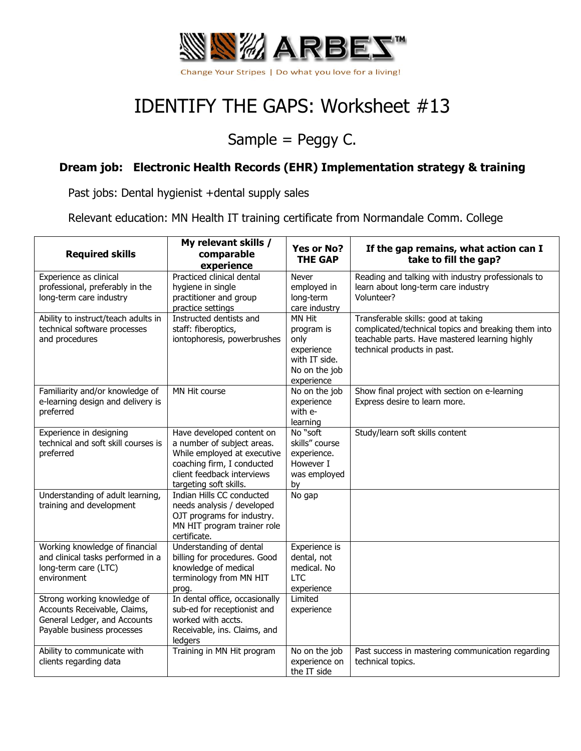ARBES™

Change Your Stripes | Do what you love for a living!

# IDENTIFY THE GAPS: Worksheet #13

## Sample = Peggy C.

### Dream job: Electronic Health Records (EHR) Implementation strategy & training

Past jobs: Dental hygienist +dental supply sales

Relevant education: MN Health IT training certificate from Normandale Comm. College

| Required skills | My relevant skills / comparable experience | Yes or No? THE GAP | If the gap remains, what action can I take to fill the gap? |
|---|---|---|---|
| Experience as clinical professional, preferably in the long-term care industry | Practiced clinical dental hygiene in single practitioner and group practice settings | Never employed in long-term care industry | Reading and talking with industry professionals to learn about long-term care industry Volunteer? |
| Ability to instruct/teach adults in technical software processes and procedures | Instructed dentists and staff: fiberoptics, iontophoresis, powerbrushes | MN Hit program is only experience with IT side. No on the job experience | Transferable skills: good at taking complicated/technical topics and breaking them into teachable parts. Have mastered learning highly technical products in past. |
| Familiarity and/or knowledge of e-learning design and delivery is preferred | MN Hit course | No on the job experience with e-learning | Show final project with section on e-learning Express desire to learn more. |
| Experience in designing technical and soft skill courses is preferred | Have developed content on a number of subject areas. While employed at executive coaching firm, I conducted client feedback interviews targeting soft skills. | No "soft skills" course experience. However I was employed by | Study/learn soft skills content |
| Understanding of adult learning, training and development | Indian Hills CC conducted needs analysis / developed OJT programs for industry. MN HIT program trainer role certificate. | No gap | |
| Working knowledge of financial and clinical tasks performed in a long-term care (LTC) environment | Understanding of dental billing for procedures. Good knowledge of medical terminology from MN HIT prog. | Experience is dental, not medical. No LTC experience | |
| Strong working knowledge of Accounts Receivable, Claims, General Ledger, and Accounts Payable business processes | In dental office, occasionally sub-ed for receptionist and worked with accts. Receivable, ins. Claims, and ledgers | Limited experience | |
| Ability to communicate with clients regarding data | Training in MN Hit program | No on the job experience on the IT side | Past success in mastering communication regarding technical topics. |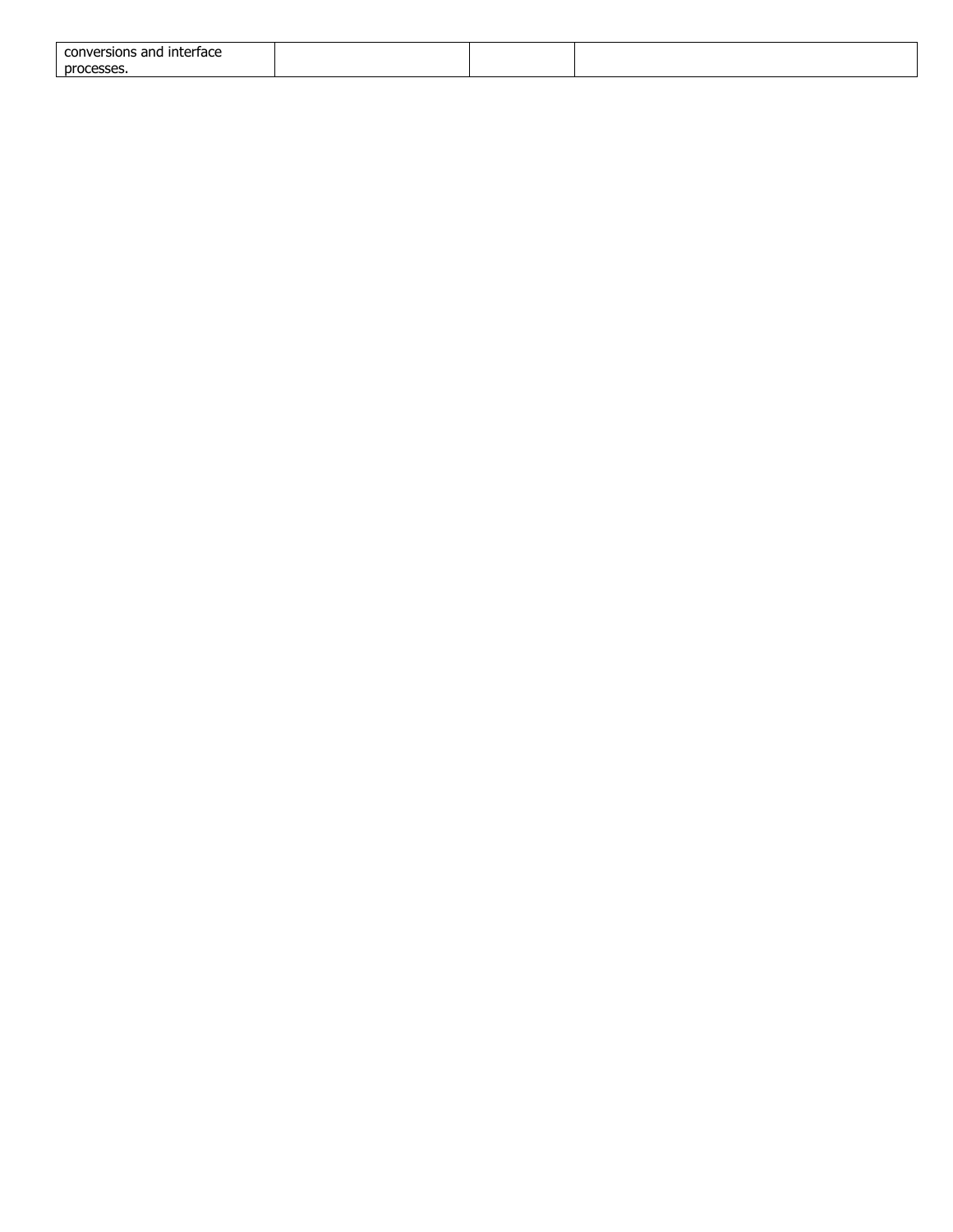| | | | |
|---|---|---|---|
| conversions and interface processes. | | | |